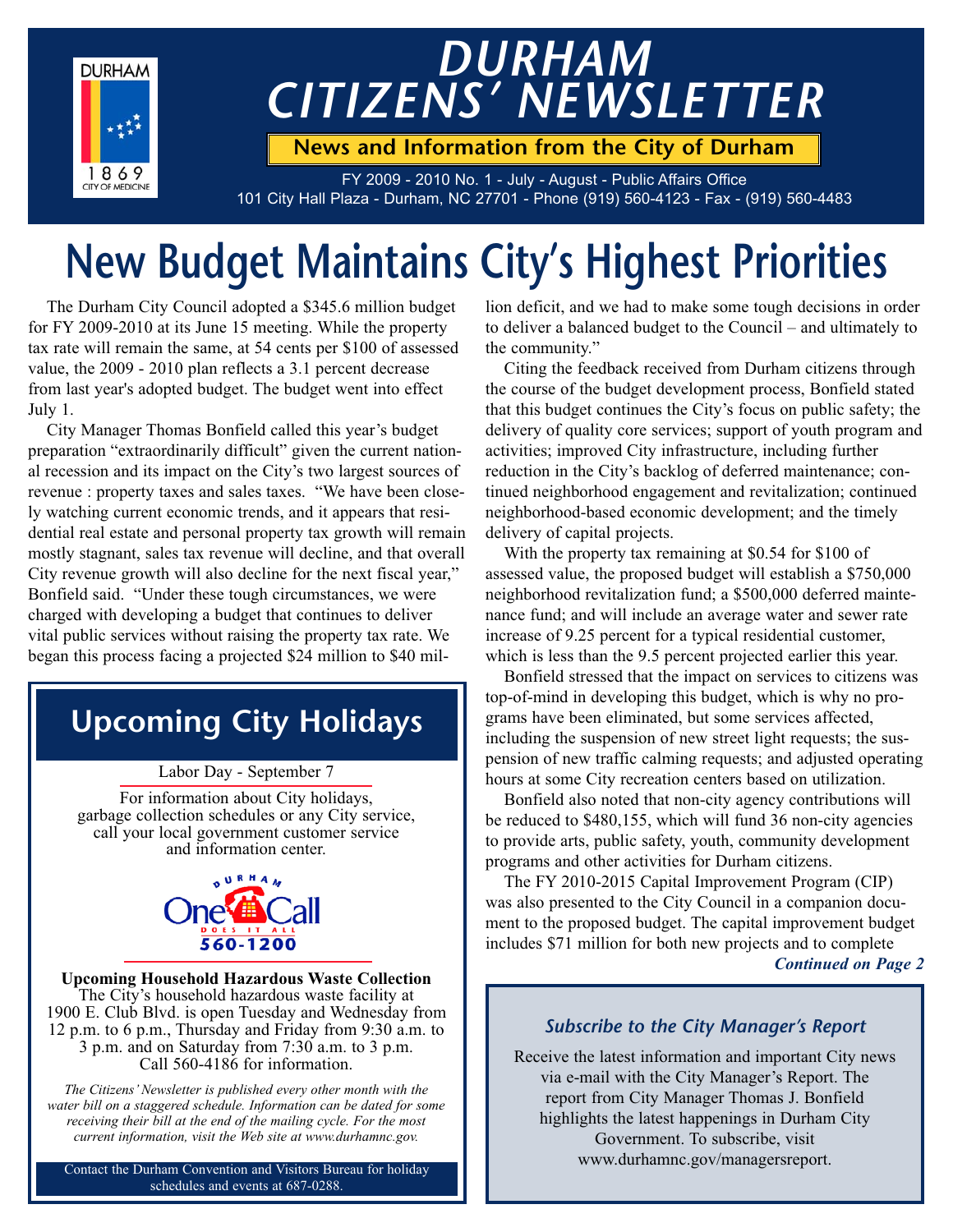# DURHAM CITIZENS' NEWSLETTER

**News and Information from the City of Durham**

FY 2009 - 2010 No. 1 - July - August - Public Affairs Office
101 City Hall Plaza - Durham, NC 27701 - Phone (919) 560-4123 - Fax - (919) 560-4483

# New Budget Maintains City's Highest Priorities

The Durham City Council adopted a $345.6 million budget for FY 2009-2010 at its June 15 meeting. While the property tax rate will remain the same, at 54 cents per $100 of assessed value, the 2009 - 2010 plan reflects a 3.1 percent decrease from last year's adopted budget. The budget went into effect July 1.

City Manager Thomas Bonfield called this year's budget preparation "extraordinarily difficult" given the current national recession and its impact on the City's two largest sources of revenue : property taxes and sales taxes. "We have been closely watching current economic trends, and it appears that residential real estate and personal property tax growth will remain mostly stagnant, sales tax revenue will decline, and that overall City revenue growth will also decline for the next fiscal year," Bonfield said. "Under these tough circumstances, we were charged with developing a budget that continues to deliver vital public services without raising the property tax rate. We began this process facing a projected $24 million to $40 million deficit, and we had to make some tough decisions in order to deliver a balanced budget to the Council – and ultimately to the community."

Citing the feedback received from Durham citizens through the course of the budget development process, Bonfield stated that this budget continues the City's focus on public safety; the delivery of quality core services; support of youth program and activities; improved City infrastructure, including further reduction in the City's backlog of deferred maintenance; continued neighborhood engagement and revitalization; continued neighborhood-based economic development; and the timely delivery of capital projects.

With the property tax remaining at $0.54 for $100 of assessed value, the proposed budget will establish a $750,000 neighborhood revitalization fund; a $500,000 deferred maintenance fund; and will include an average water and sewer rate increase of 9.25 percent for a typical residential customer, which is less than the 9.5 percent projected earlier this year.

Bonfield stressed that the impact on services to citizens was top-of-mind in developing this budget, which is why no programs have been eliminated, but some services affected, including the suspension of new street light requests; the suspension of new traffic calming requests; and adjusted operating hours at some City recreation centers based on utilization.

Bonfield also noted that non-city agency contributions will be reduced to $480,155, which will fund 36 non-city agencies to provide arts, public safety, youth, community development programs and other activities for Durham citizens.

The FY 2010-2015 Capital Improvement Program (CIP) was also presented to the City Council in a companion document to the proposed budget. The capital improvement budget includes $71 million for both new projects and to complete

***Continued on Page 2***

## Upcoming City Holidays

Labor Day - September 7

For information about City holidays, garbage collection schedules or any City service, call your local government customer service and information center.

Durham One Call Does It All 560-1200

**Upcoming Household Hazardous Waste Collection**
The City's household hazardous waste facility at 1900 E. Club Blvd. is open Tuesday and Wednesday from 12 p.m. to 6 p.m., Thursday and Friday from 9:30 a.m. to 3 p.m. and on Saturday from 7:30 a.m. to 3 p.m. Call 560-4186 for information.

*The Citizens' Newsletter is published every other month with the water bill on a staggered schedule. Information can be dated for some receiving their bill at the end of the mailing cycle. For the most current information, visit the Web site at www.durhamnc.gov.*

Contact the Durham Convention and Visitors Bureau for holiday schedules and events at 687-0288.

### *Subscribe to the City Manager's Report*

Receive the latest information and important City news via e-mail with the City Manager's Report. The report from City Manager Thomas J. Bonfield highlights the latest happenings in Durham City Government. To subscribe, visit www.durhamnc.gov/managersreport.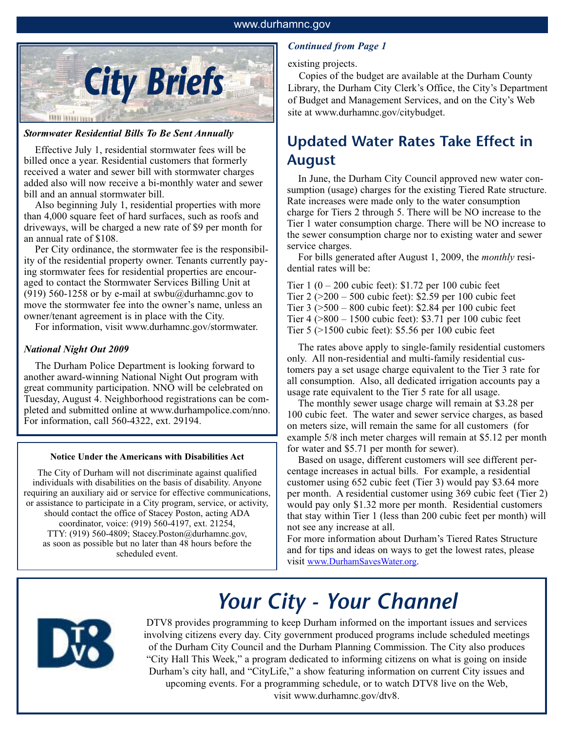# City Briefs

### *Stormwater Residential Bills To Be Sent Annually*

Effective July 1, residential stormwater fees will be billed once a year. Residential customers that formerly received a water and sewer bill with stormwater charges added also will now receive a bi-monthly water and sewer bill and an annual stormwater bill.

Also beginning July 1, residential properties with more than 4,000 square feet of hard surfaces, such as roofs and driveways, will be charged a new rate of $9 per month for an annual rate of $108.

Per City ordinance, the stormwater fee is the responsibility of the residential property owner. Tenants currently paying stormwater fees for residential properties are encouraged to contact the Stormwater Services Billing Unit at (919) 560-1258 or by e-mail at swbu@durhamnc.gov to move the stormwater fee into the owner's name, unless an owner/tenant agreement is in place with the City.

For information, visit www.durhamnc.gov/stormwater.

### *National Night Out 2009*

The Durham Police Department is looking forward to another award-winning National Night Out program with great community participation. NNO will be celebrated on Tuesday, August 4. Neighborhood registrations can be completed and submitted online at www.durhampolice.com/nno. For information, call 560-4322, ext. 29194.

**Notice Under the Americans with Disabilities Act**

The City of Durham will not discriminate against qualified individuals with disabilities on the basis of disability. Anyone requiring an auxiliary aid or service for effective communications, or assistance to participate in a City program, service, or activity, should contact the office of Stacey Poston, acting ADA coordinator, voice: (919) 560-4197, ext. 21254, TTY: (919) 560-4809; Stacey.Poston@durhamnc.gov, as soon as possible but no later than 48 hours before the scheduled event.

***Continued from Page 1***

existing projects.

Copies of the budget are available at the Durham County Library, the Durham City Clerk's Office, the City's Department of Budget and Management Services, and on the City's Web site at www.durhamnc.gov/citybudget.

## Updated Water Rates Take Effect in August

In June, the Durham City Council approved new water consumption (usage) charges for the existing Tiered Rate structure. Rate increases were made only to the water consumption charge for Tiers 2 through 5. There will be NO increase to the Tier 1 water consumption charge. There will be NO increase to the sewer consumption charge nor to existing water and sewer service charges.

For bills generated after August 1, 2009, the *monthly* residential rates will be:

Tier 1 (0 – 200 cubic feet): $1.72 per 100 cubic feet
Tier 2 (>200 – 500 cubic feet): $2.59 per 100 cubic feet
Tier 3 (>500 – 800 cubic feet): $2.84 per 100 cubic feet
Tier 4 (>800 – 1500 cubic feet): $3.71 per 100 cubic feet
Tier 5 (>1500 cubic feet): $5.56 per 100 cubic feet

The rates above apply to single-family residential customers only. All non-residential and multi-family residential customers pay a set usage charge equivalent to the Tier 3 rate for all consumption. Also, all dedicated irrigation accounts pay a usage rate equivalent to the Tier 5 rate for all usage.

The monthly sewer usage charge will remain at $3.28 per 100 cubic feet. The water and sewer service charges, as based on meters size, will remain the same for all customers (for example 5/8 inch meter charges will remain at $5.12 per month for water and $5.71 per month for sewer).

Based on usage, different customers will see different percentage increases in actual bills. For example, a residential customer using 652 cubic feet (Tier 3) would pay $3.64 more per month. A residential customer using 369 cubic feet (Tier 2) would pay only $1.32 more per month. Residential customers that stay within Tier 1 (less than 200 cubic feet per month) will not see any increase at all.

For more information about Durham's Tiered Rates Structure and for tips and ideas on ways to get the lowest rates, please visit www.DurhamSavesWater.org.

# *Your City - Your Channel*

DTV8 provides programming to keep Durham informed on the important issues and services involving citizens every day. City government produced programs include scheduled meetings of the Durham City Council and the Durham Planning Commission. The City also produces "City Hall This Week," a program dedicated to informing citizens on what is going on inside Durham's city hall, and "CityLife," a show featuring information on current City issues and upcoming events. For a programming schedule, or to watch DTV8 live on the Web, visit www.durhamnc.gov/dtv8.